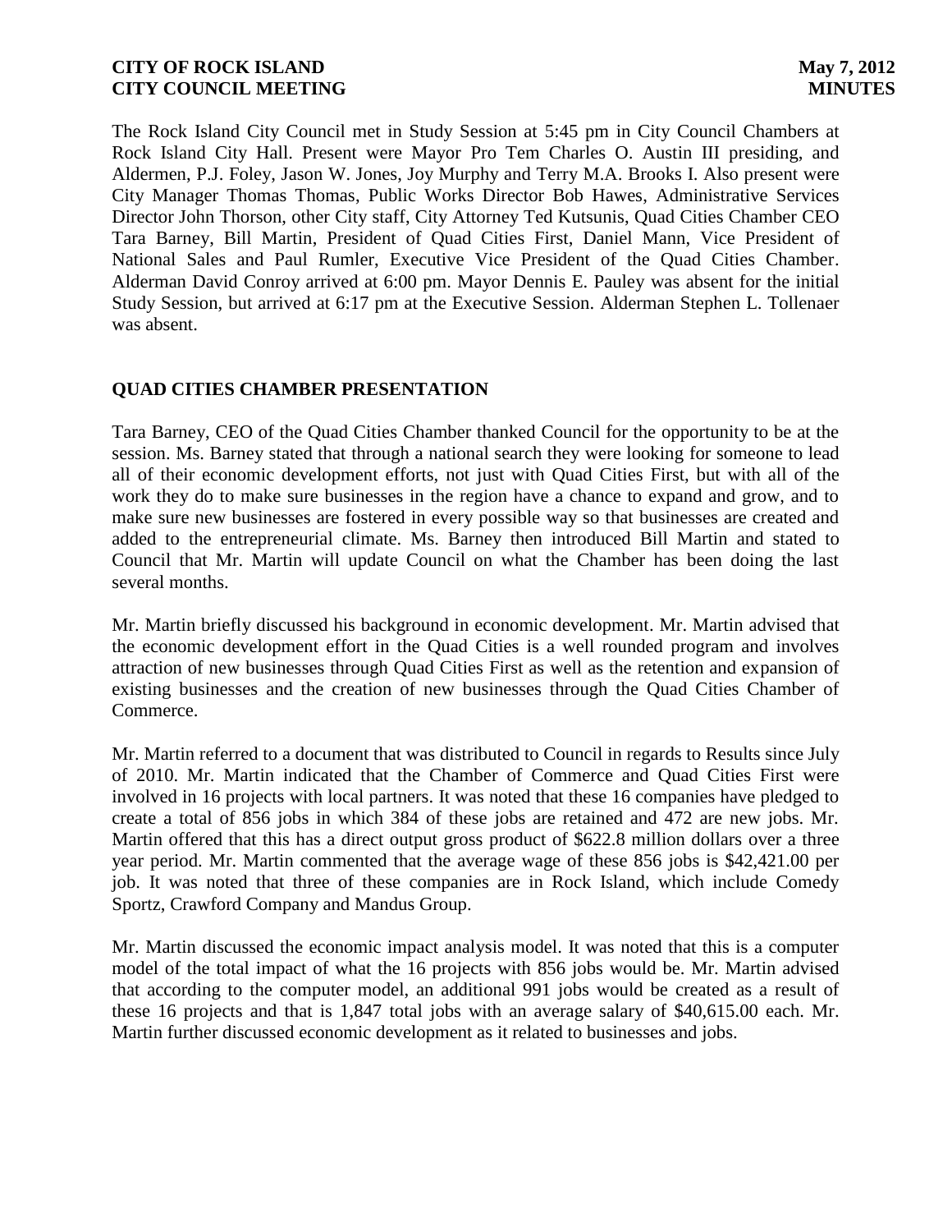The Rock Island City Council met in Study Session at 5:45 pm in City Council Chambers at Rock Island City Hall. Present were Mayor Pro Tem Charles O. Austin III presiding, and Aldermen, P.J. Foley, Jason W. Jones, Joy Murphy and Terry M.A. Brooks I. Also present were City Manager Thomas Thomas, Public Works Director Bob Hawes, Administrative Services Director John Thorson, other City staff, City Attorney Ted Kutsunis, Quad Cities Chamber CEO Tara Barney, Bill Martin, President of Quad Cities First, Daniel Mann, Vice President of National Sales and Paul Rumler, Executive Vice President of the Quad Cities Chamber. Alderman David Conroy arrived at 6:00 pm. Mayor Dennis E. Pauley was absent for the initial Study Session, but arrived at 6:17 pm at the Executive Session. Alderman Stephen L. Tollenaer was absent.

## QUAD CITIES CHAMBER PRESENTATION

Tara Barney, CEO of the Quad Cities Chamber thanked Council for the opportunity to be at the session. Ms. Barney stated that through a national search they were looking for someone to lead all of their economic development efforts, not just with Quad Cities First, but with all of the work they do to make sure businesses in the region have a chance to expand and grow, and to make sure new businesses are fostered in every possible way so that businesses are created and added to the entrepreneurial climate. Ms. Barney then introduced Bill Martin and stated to Council that Mr. Martin will update Council on what the Chamber has been doing the last several months.

Mr. Martin briefly discussed his background in economic development. Mr. Martin advised that the economic development effort in the Quad Cities is a well rounded program and involves attraction of new businesses through Quad Cities First as well as the retention and expansion of existing businesses and the creation of new businesses through the Quad Cities Chamber of Commerce.

Mr. Martin referred to a document that was distributed to Council in regards to Results since July of 2010. Mr. Martin indicated that the Chamber of Commerce and Quad Cities First were involved in 16 projects with local partners. It was noted that these 16 companies have pledged to create a total of 856 jobs in which 384 of these jobs are retained and 472 are new jobs. Mr. Martin offered that this has a direct output gross product of $622.8 million dollars over a three year period. Mr. Martin commented that the average wage of these 856 jobs is $42,421.00 per job. It was noted that three of these companies are in Rock Island, which include Comedy Sportz, Crawford Company and Mandus Group.

Mr. Martin discussed the economic impact analysis model. It was noted that this is a computer model of the total impact of what the 16 projects with 856 jobs would be. Mr. Martin advised that according to the computer model, an additional 991 jobs would be created as a result of these 16 projects and that is 1,847 total jobs with an average salary of $40,615.00 each. Mr. Martin further discussed economic development as it related to businesses and jobs.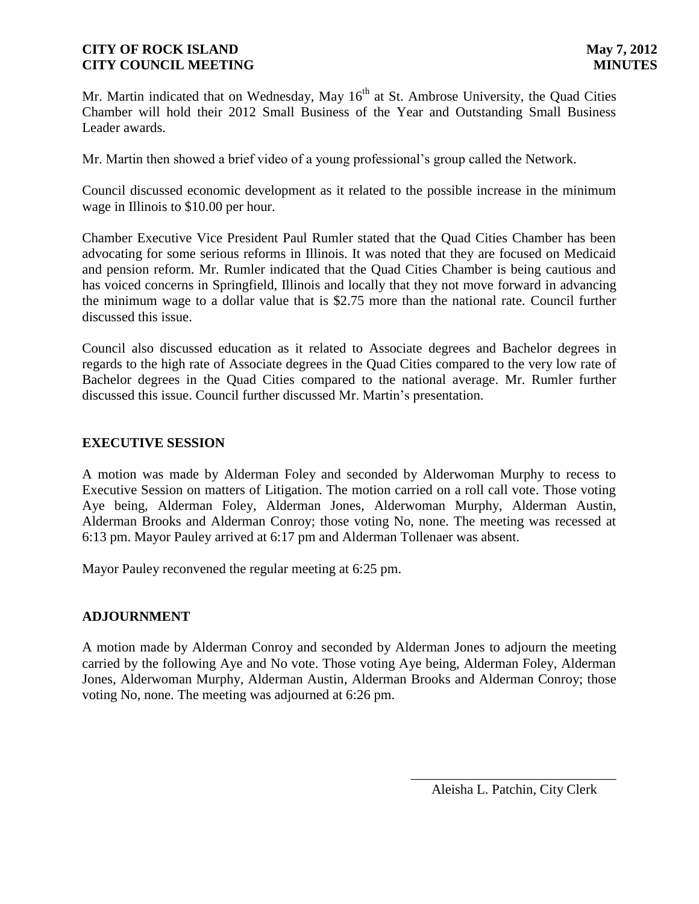Mr. Martin indicated that on Wednesday, May 16th at St. Ambrose University, the Quad Cities Chamber will hold their 2012 Small Business of the Year and Outstanding Small Business Leader awards.

Mr. Martin then showed a brief video of a young professional's group called the Network.

Council discussed economic development as it related to the possible increase in the minimum wage in Illinois to $10.00 per hour.

Chamber Executive Vice President Paul Rumler stated that the Quad Cities Chamber has been advocating for some serious reforms in Illinois. It was noted that they are focused on Medicaid and pension reform. Mr. Rumler indicated that the Quad Cities Chamber is being cautious and has voiced concerns in Springfield, Illinois and locally that they not move forward in advancing the minimum wage to a dollar value that is $2.75 more than the national rate. Council further discussed this issue.

Council also discussed education as it related to Associate degrees and Bachelor degrees in regards to the high rate of Associate degrees in the Quad Cities compared to the very low rate of Bachelor degrees in the Quad Cities compared to the national average. Mr. Rumler further discussed this issue. Council further discussed Mr. Martin's presentation.

## EXECUTIVE SESSION

A motion was made by Alderman Foley and seconded by Alderwoman Murphy to recess to Executive Session on matters of Litigation. The motion carried on a roll call vote. Those voting Aye being, Alderman Foley, Alderman Jones, Alderwoman Murphy, Alderman Austin, Alderman Brooks and Alderman Conroy; those voting No, none. The meeting was recessed at 6:13 pm. Mayor Pauley arrived at 6:17 pm and Alderman Tollenaer was absent.

Mayor Pauley reconvened the regular meeting at 6:25 pm.

## ADJOURNMENT

A motion made by Alderman Conroy and seconded by Alderman Jones to adjourn the meeting carried by the following Aye and No vote. Those voting Aye being, Alderman Foley, Alderman Jones, Alderwoman Murphy, Alderman Austin, Alderman Brooks and Alderman Conroy; those voting No, none. The meeting was adjourned at 6:26 pm.

\_\_\_\_\_\_\_\_\_\_\_\_\_\_\_\_\_\_\_\_\_\_\_\_\_\_\_\_\_\_

Aleisha L. Patchin, City Clerk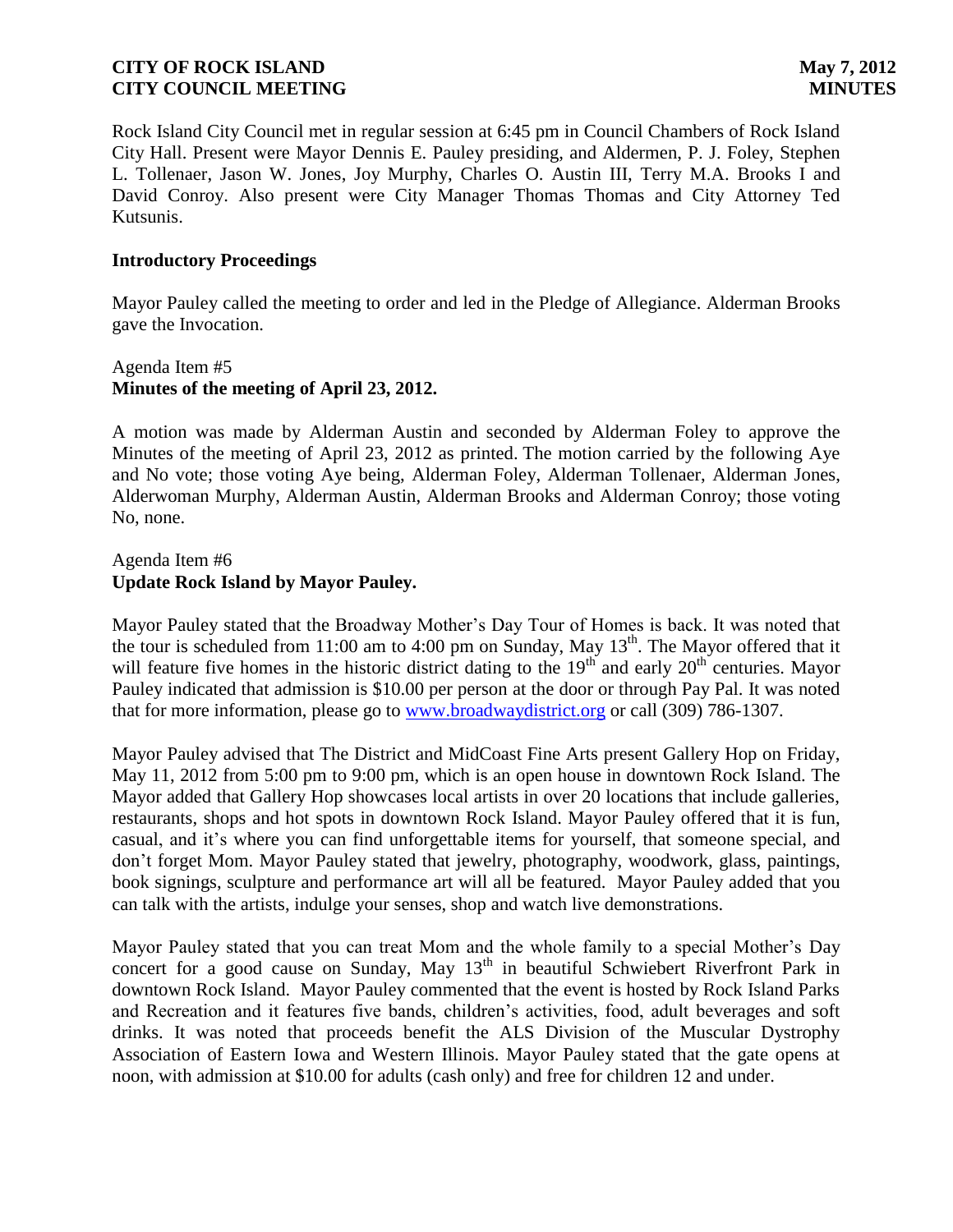Rock Island City Council met in regular session at 6:45 pm in Council Chambers of Rock Island City Hall. Present were Mayor Dennis E. Pauley presiding, and Aldermen, P. J. Foley, Stephen L. Tollenaer, Jason W. Jones, Joy Murphy, Charles O. Austin III, Terry M.A. Brooks I and David Conroy. Also present were City Manager Thomas Thomas and City Attorney Ted Kutsunis.

### Introductory Proceedings

Mayor Pauley called the meeting to order and led in the Pledge of Allegiance. Alderman Brooks gave the Invocation.

Agenda Item #5
**Minutes of the meeting of April 23, 2012.**

A motion was made by Alderman Austin and seconded by Alderman Foley to approve the Minutes of the meeting of April 23, 2012 as printed. The motion carried by the following Aye and No vote; those voting Aye being, Alderman Foley, Alderman Tollenaer, Alderman Jones, Alderwoman Murphy, Alderman Austin, Alderman Brooks and Alderman Conroy; those voting No, none.

Agenda Item #6
**Update Rock Island by Mayor Pauley.**

Mayor Pauley stated that the Broadway Mother's Day Tour of Homes is back. It was noted that the tour is scheduled from 11:00 am to 4:00 pm on Sunday, May 13th. The Mayor offered that it will feature five homes in the historic district dating to the 19th and early 20th centuries. Mayor Pauley indicated that admission is $10.00 per person at the door or through Pay Pal. It was noted that for more information, please go to www.broadwaydistrict.org or call (309) 786-1307.

Mayor Pauley advised that The District and MidCoast Fine Arts present Gallery Hop on Friday, May 11, 2012 from 5:00 pm to 9:00 pm, which is an open house in downtown Rock Island. The Mayor added that Gallery Hop showcases local artists in over 20 locations that include galleries, restaurants, shops and hot spots in downtown Rock Island. Mayor Pauley offered that it is fun, casual, and it's where you can find unforgettable items for yourself, that someone special, and don't forget Mom. Mayor Pauley stated that jewelry, photography, woodwork, glass, paintings, book signings, sculpture and performance art will all be featured. Mayor Pauley added that you can talk with the artists, indulge your senses, shop and watch live demonstrations.

Mayor Pauley stated that you can treat Mom and the whole family to a special Mother's Day concert for a good cause on Sunday, May 13th in beautiful Schwiebert Riverfront Park in downtown Rock Island. Mayor Pauley commented that the event is hosted by Rock Island Parks and Recreation and it features five bands, children's activities, food, adult beverages and soft drinks. It was noted that proceeds benefit the ALS Division of the Muscular Dystrophy Association of Eastern Iowa and Western Illinois. Mayor Pauley stated that the gate opens at noon, with admission at $10.00 for adults (cash only) and free for children 12 and under.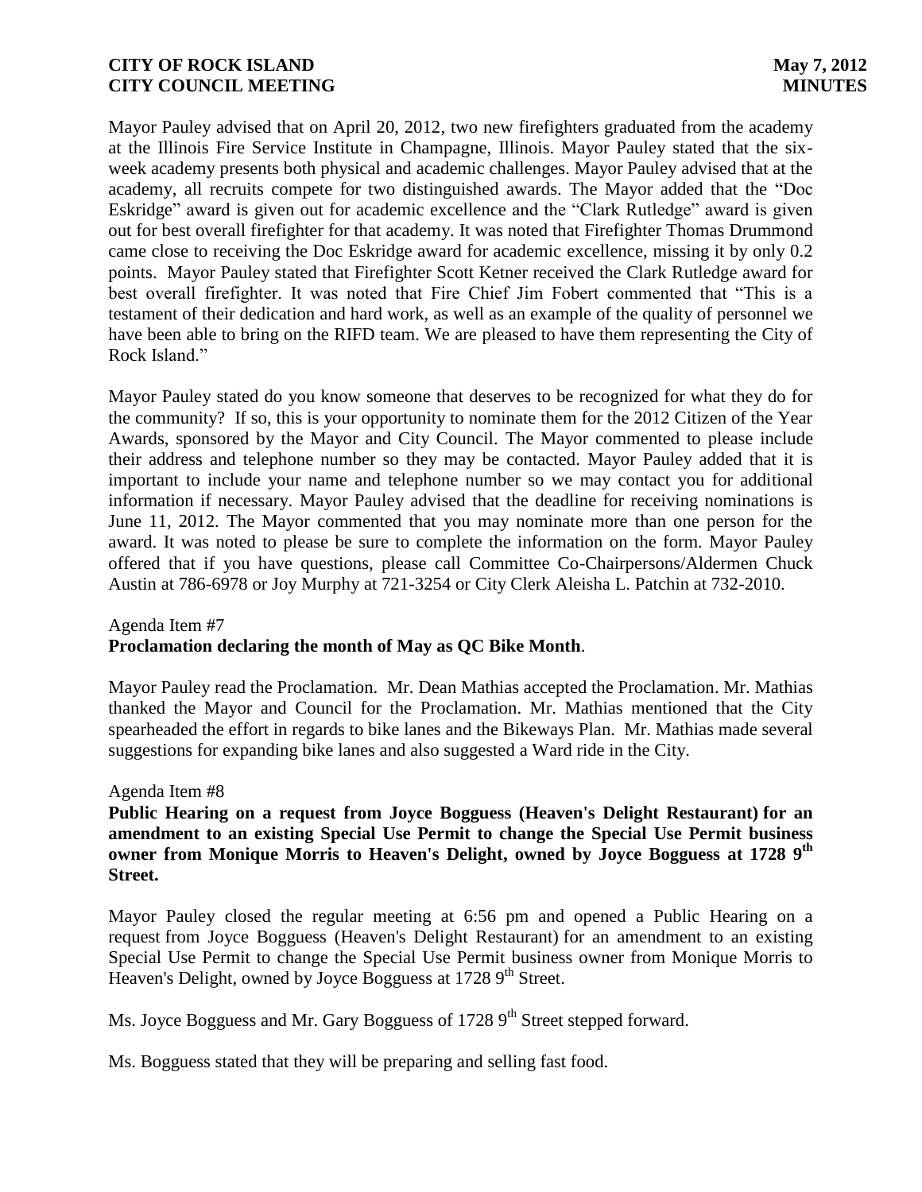Mayor Pauley advised that on April 20, 2012, two new firefighters graduated from the academy at the Illinois Fire Service Institute in Champagne, Illinois. Mayor Pauley stated that the six-week academy presents both physical and academic challenges. Mayor Pauley advised that at the academy, all recruits compete for two distinguished awards. The Mayor added that the "Doc Eskridge" award is given out for academic excellence and the "Clark Rutledge" award is given out for best overall firefighter for that academy. It was noted that Firefighter Thomas Drummond came close to receiving the Doc Eskridge award for academic excellence, missing it by only 0.2 points. Mayor Pauley stated that Firefighter Scott Ketner received the Clark Rutledge award for best overall firefighter. It was noted that Fire Chief Jim Fobert commented that "This is a testament of their dedication and hard work, as well as an example of the quality of personnel we have been able to bring on the RIFD team. We are pleased to have them representing the City of Rock Island."

Mayor Pauley stated do you know someone that deserves to be recognized for what they do for the community? If so, this is your opportunity to nominate them for the 2012 Citizen of the Year Awards, sponsored by the Mayor and City Council. The Mayor commented to please include their address and telephone number so they may be contacted. Mayor Pauley added that it is important to include your name and telephone number so we may contact you for additional information if necessary. Mayor Pauley advised that the deadline for receiving nominations is June 11, 2012. The Mayor commented that you may nominate more than one person for the award. It was noted to please be sure to complete the information on the form. Mayor Pauley offered that if you have questions, please call Committee Co-Chairpersons/Aldermen Chuck Austin at 786-6978 or Joy Murphy at 721-3254 or City Clerk Aleisha L. Patchin at 732-2010.

Agenda Item #7
**Proclamation declaring the month of May as QC Bike Month**.

Mayor Pauley read the Proclamation. Mr. Dean Mathias accepted the Proclamation. Mr. Mathias thanked the Mayor and Council for the Proclamation. Mr. Mathias mentioned that the City spearheaded the effort in regards to bike lanes and the Bikeways Plan. Mr. Mathias made several suggestions for expanding bike lanes and also suggested a Ward ride in the City.

Agenda Item #8
**Public Hearing on a request from Joyce Bogguess (Heaven's Delight Restaurant) for an amendment to an existing Special Use Permit to change the Special Use Permit business owner from Monique Morris to Heaven's Delight, owned by Joyce Bogguess at 1728 9th Street.**

Mayor Pauley closed the regular meeting at 6:56 pm and opened a Public Hearing on a request from Joyce Bogguess (Heaven's Delight Restaurant) for an amendment to an existing Special Use Permit to change the Special Use Permit business owner from Monique Morris to Heaven's Delight, owned by Joyce Bogguess at 1728 9th Street.

Ms. Joyce Bogguess and Mr. Gary Bogguess of 1728 9th Street stepped forward.

Ms. Bogguess stated that they will be preparing and selling fast food.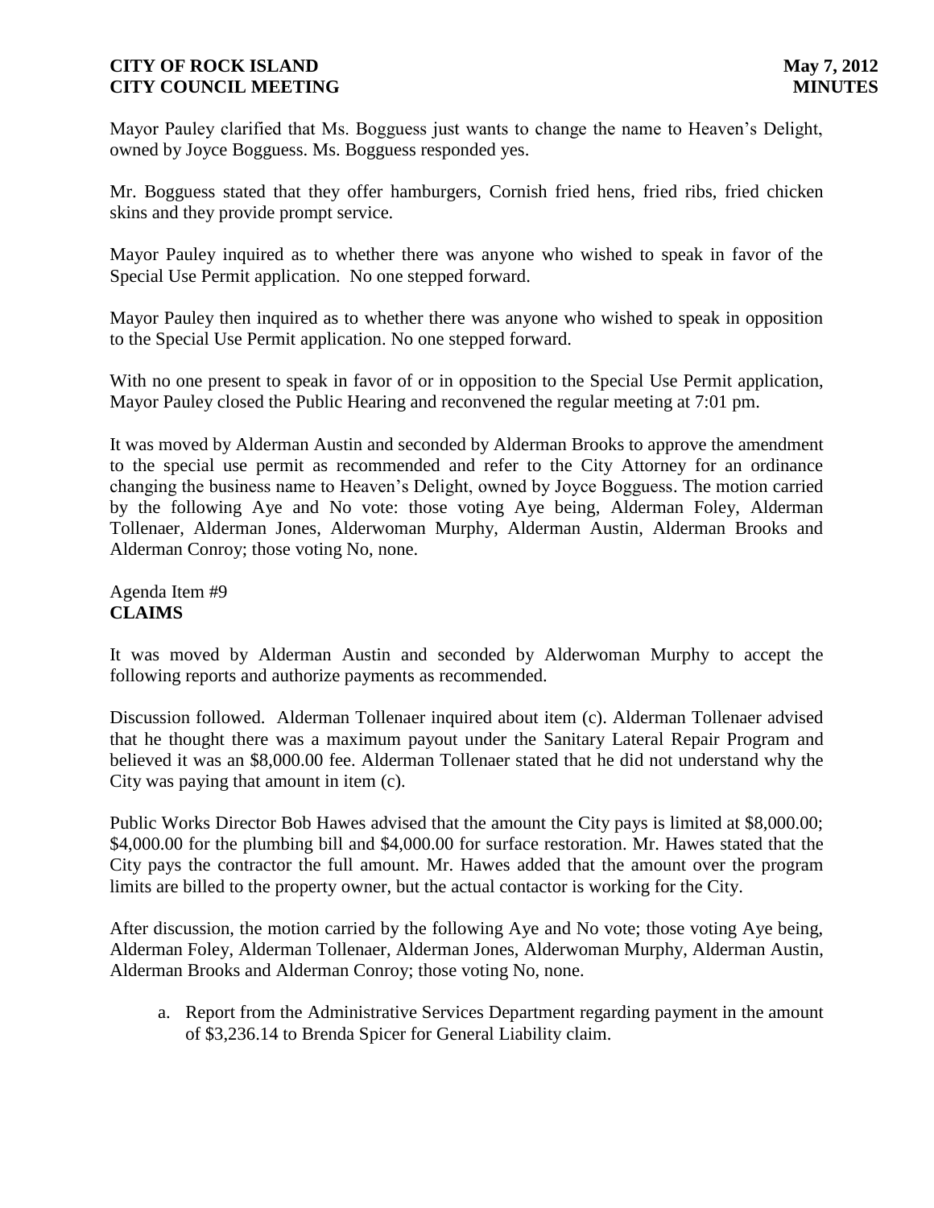Mayor Pauley clarified that Ms. Bogguess just wants to change the name to Heaven's Delight, owned by Joyce Bogguess. Ms. Bogguess responded yes.

Mr. Bogguess stated that they offer hamburgers, Cornish fried hens, fried ribs, fried chicken skins and they provide prompt service.

Mayor Pauley inquired as to whether there was anyone who wished to speak in favor of the Special Use Permit application. No one stepped forward.

Mayor Pauley then inquired as to whether there was anyone who wished to speak in opposition to the Special Use Permit application. No one stepped forward.

With no one present to speak in favor of or in opposition to the Special Use Permit application, Mayor Pauley closed the Public Hearing and reconvened the regular meeting at 7:01 pm.

It was moved by Alderman Austin and seconded by Alderman Brooks to approve the amendment to the special use permit as recommended and refer to the City Attorney for an ordinance changing the business name to Heaven's Delight, owned by Joyce Bogguess. The motion carried by the following Aye and No vote: those voting Aye being, Alderman Foley, Alderman Tollenaer, Alderman Jones, Alderwoman Murphy, Alderman Austin, Alderman Brooks and Alderman Conroy; those voting No, none.

Agenda Item #9
**CLAIMS**

It was moved by Alderman Austin and seconded by Alderwoman Murphy to accept the following reports and authorize payments as recommended.

Discussion followed. Alderman Tollenaer inquired about item (c). Alderman Tollenaer advised that he thought there was a maximum payout under the Sanitary Lateral Repair Program and believed it was an $8,000.00 fee. Alderman Tollenaer stated that he did not understand why the City was paying that amount in item (c).

Public Works Director Bob Hawes advised that the amount the City pays is limited at $8,000.00; $4,000.00 for the plumbing bill and $4,000.00 for surface restoration. Mr. Hawes stated that the City pays the contractor the full amount. Mr. Hawes added that the amount over the program limits are billed to the property owner, but the actual contactor is working for the City.

After discussion, the motion carried by the following Aye and No vote; those voting Aye being, Alderman Foley, Alderman Tollenaer, Alderman Jones, Alderwoman Murphy, Alderman Austin, Alderman Brooks and Alderman Conroy; those voting No, none.

a. Report from the Administrative Services Department regarding payment in the amount of $3,236.14 to Brenda Spicer for General Liability claim.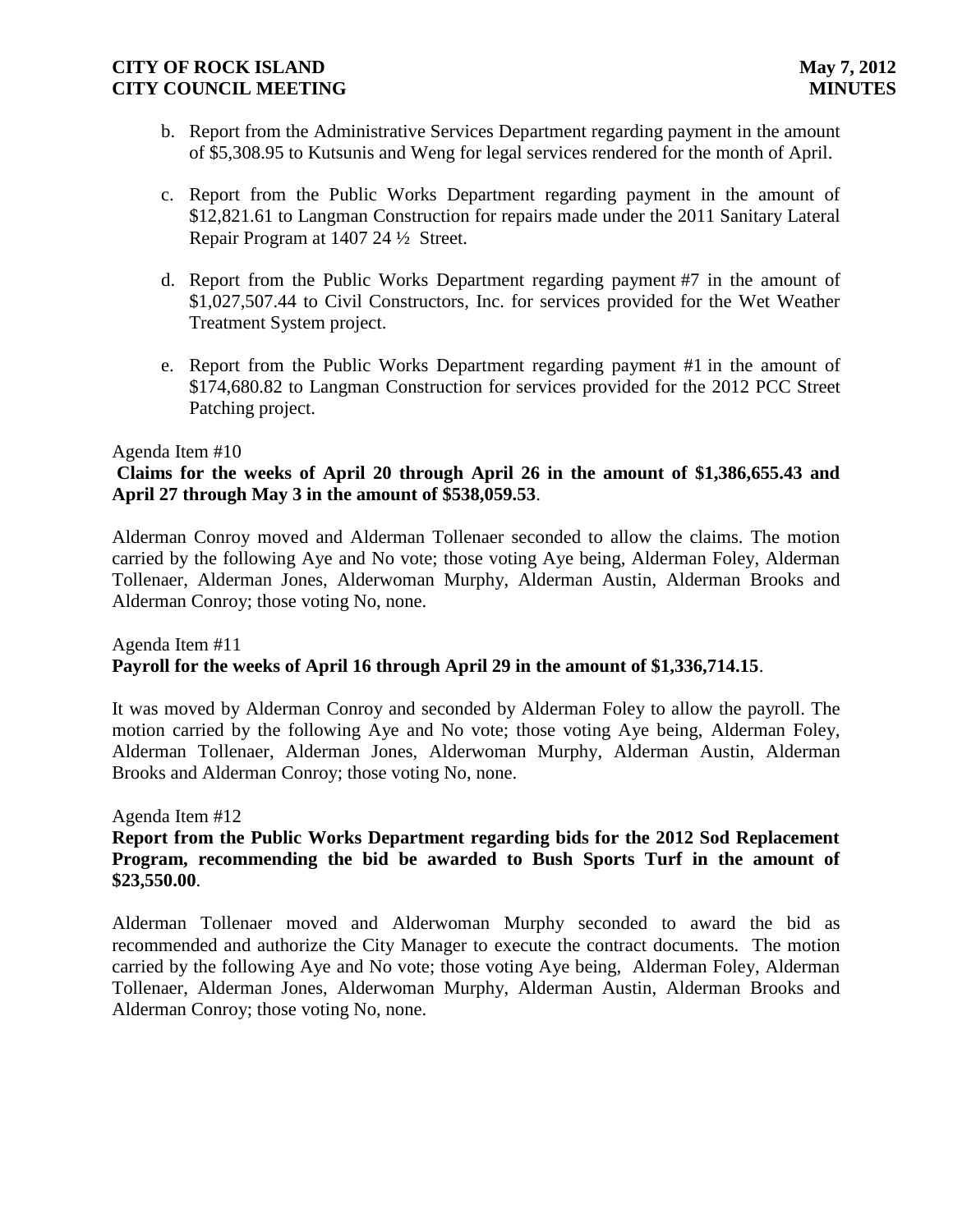b. Report from the Administrative Services Department regarding payment in the amount of $5,308.95 to Kutsunis and Weng for legal services rendered for the month of April.

c. Report from the Public Works Department regarding payment in the amount of $12,821.61 to Langman Construction for repairs made under the 2011 Sanitary Lateral Repair Program at 1407 24 ½ Street.

d. Report from the Public Works Department regarding payment #7 in the amount of $1,027,507.44 to Civil Constructors, Inc. for services provided for the Wet Weather Treatment System project.

e. Report from the Public Works Department regarding payment #1 in the amount of $174,680.82 to Langman Construction for services provided for the 2012 PCC Street Patching project.

Agenda Item #10

**Claims for the weeks of April 20 through April 26 in the amount of $1,386,655.43 and April 27 through May 3 in the amount of $538,059.53**.

Alderman Conroy moved and Alderman Tollenaer seconded to allow the claims. The motion carried by the following Aye and No vote; those voting Aye being, Alderman Foley, Alderman Tollenaer, Alderman Jones, Alderwoman Murphy, Alderman Austin, Alderman Brooks and Alderman Conroy; those voting No, none.

Agenda Item #11

**Payroll for the weeks of April 16 through April 29 in the amount of $1,336,714.15**.

It was moved by Alderman Conroy and seconded by Alderman Foley to allow the payroll. The motion carried by the following Aye and No vote; those voting Aye being, Alderman Foley, Alderman Tollenaer, Alderman Jones, Alderwoman Murphy, Alderman Austin, Alderman Brooks and Alderman Conroy; those voting No, none.

Agenda Item #12

**Report from the Public Works Department regarding bids for the 2012 Sod Replacement Program, recommending the bid be awarded to Bush Sports Turf in the amount of $23,550.00**.

Alderman Tollenaer moved and Alderwoman Murphy seconded to award the bid as recommended and authorize the City Manager to execute the contract documents. The motion carried by the following Aye and No vote; those voting Aye being, Alderman Foley, Alderman Tollenaer, Alderman Jones, Alderwoman Murphy, Alderman Austin, Alderman Brooks and Alderman Conroy; those voting No, none.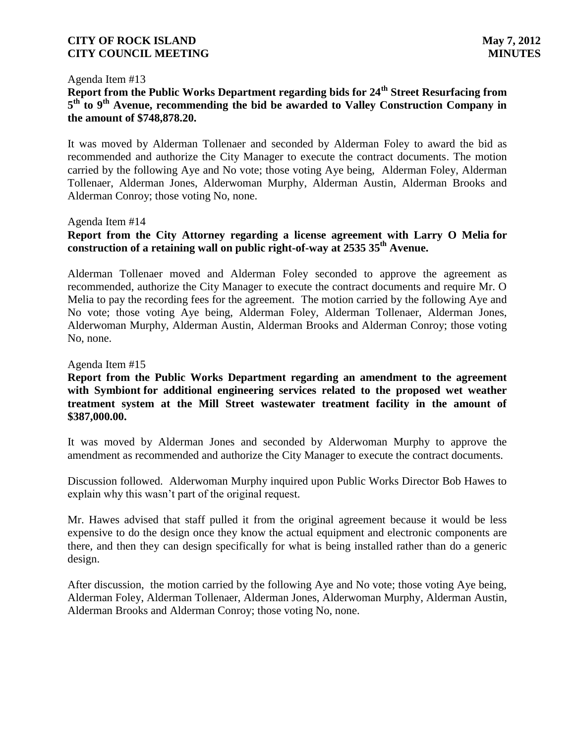Agenda Item #13

**Report from the Public Works Department regarding bids for 24th Street Resurfacing from 5th to 9th Avenue, recommending the bid be awarded to Valley Construction Company in the amount of $748,878.20.**

It was moved by Alderman Tollenaer and seconded by Alderman Foley to award the bid as recommended and authorize the City Manager to execute the contract documents. The motion carried by the following Aye and No vote; those voting Aye being, Alderman Foley, Alderman Tollenaer, Alderman Jones, Alderwoman Murphy, Alderman Austin, Alderman Brooks and Alderman Conroy; those voting No, none.

Agenda Item #14

**Report from the City Attorney regarding a license agreement with Larry O Melia for construction of a retaining wall on public right-of-way at 2535 35th Avenue.**

Alderman Tollenaer moved and Alderman Foley seconded to approve the agreement as recommended, authorize the City Manager to execute the contract documents and require Mr. O Melia to pay the recording fees for the agreement. The motion carried by the following Aye and No vote; those voting Aye being, Alderman Foley, Alderman Tollenaer, Alderman Jones, Alderwoman Murphy, Alderman Austin, Alderman Brooks and Alderman Conroy; those voting No, none.

Agenda Item #15

**Report from the Public Works Department regarding an amendment to the agreement with Symbiont for additional engineering services related to the proposed wet weather treatment system at the Mill Street wastewater treatment facility in the amount of $387,000.00.**

It was moved by Alderman Jones and seconded by Alderwoman Murphy to approve the amendment as recommended and authorize the City Manager to execute the contract documents.

Discussion followed. Alderwoman Murphy inquired upon Public Works Director Bob Hawes to explain why this wasn't part of the original request.

Mr. Hawes advised that staff pulled it from the original agreement because it would be less expensive to do the design once they know the actual equipment and electronic components are there, and then they can design specifically for what is being installed rather than do a generic design.

After discussion, the motion carried by the following Aye and No vote; those voting Aye being, Alderman Foley, Alderman Tollenaer, Alderman Jones, Alderwoman Murphy, Alderman Austin, Alderman Brooks and Alderman Conroy; those voting No, none.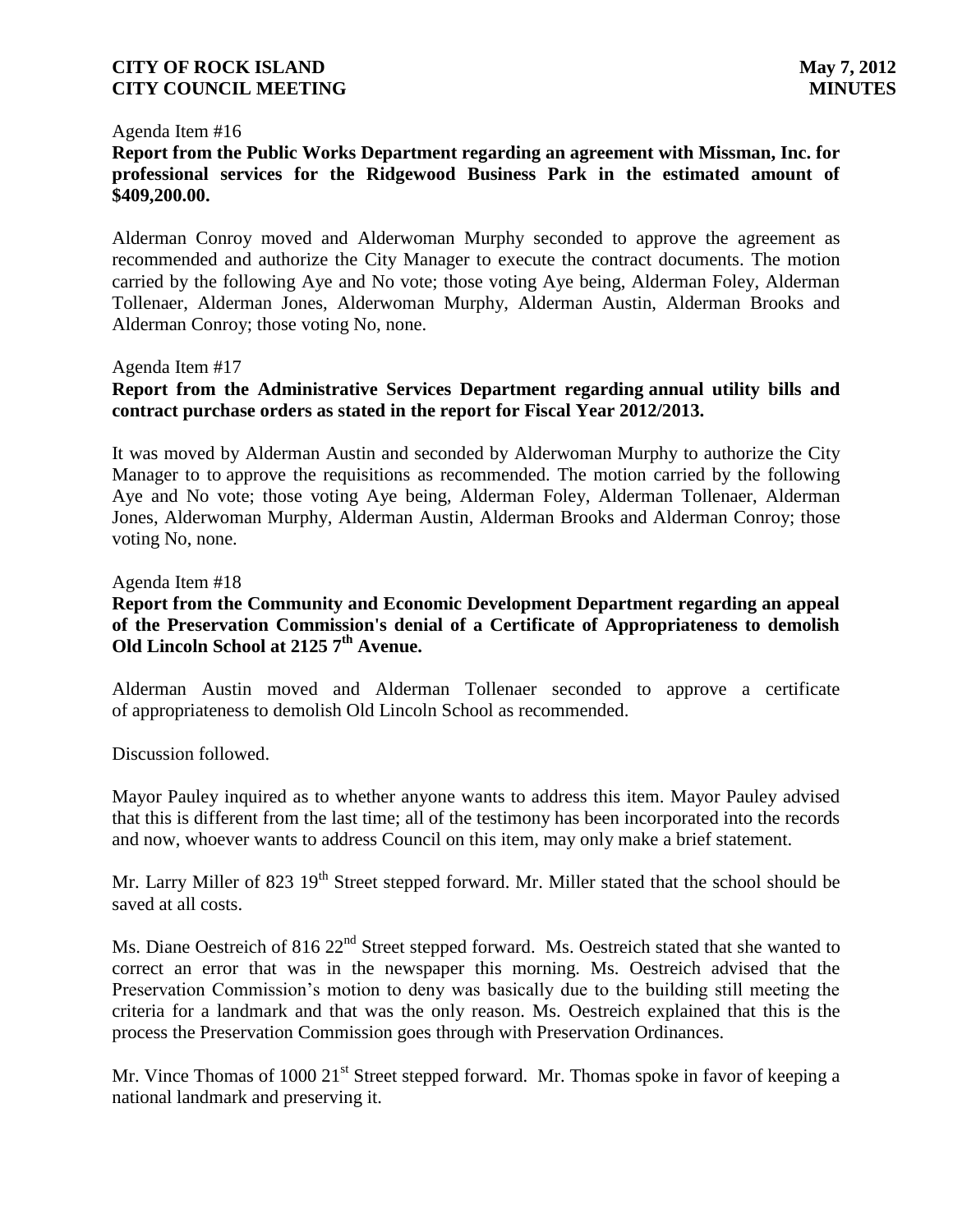Agenda Item #16

**Report from the Public Works Department regarding an agreement with Missman, Inc. for professional services for the Ridgewood Business Park in the estimated amount of $409,200.00.**

Alderman Conroy moved and Alderwoman Murphy seconded to approve the agreement as recommended and authorize the City Manager to execute the contract documents. The motion carried by the following Aye and No vote; those voting Aye being, Alderman Foley, Alderman Tollenaer, Alderman Jones, Alderwoman Murphy, Alderman Austin, Alderman Brooks and Alderman Conroy; those voting No, none.

Agenda Item #17

**Report from the Administrative Services Department regarding annual utility bills and contract purchase orders as stated in the report for Fiscal Year 2012/2013.**

It was moved by Alderman Austin and seconded by Alderwoman Murphy to authorize the City Manager to to approve the requisitions as recommended. The motion carried by the following Aye and No vote; those voting Aye being, Alderman Foley, Alderman Tollenaer, Alderman Jones, Alderwoman Murphy, Alderman Austin, Alderman Brooks and Alderman Conroy; those voting No, none.

Agenda Item #18

**Report from the Community and Economic Development Department regarding an appeal of the Preservation Commission's denial of a Certificate of Appropriateness to demolish Old Lincoln School at 2125 7th Avenue.**

Alderman Austin moved and Alderman Tollenaer seconded to approve a certificate of appropriateness to demolish Old Lincoln School as recommended.

Discussion followed.

Mayor Pauley inquired as to whether anyone wants to address this item. Mayor Pauley advised that this is different from the last time; all of the testimony has been incorporated into the records and now, whoever wants to address Council on this item, may only make a brief statement.

Mr. Larry Miller of 823 19th Street stepped forward. Mr. Miller stated that the school should be saved at all costs.

Ms. Diane Oestreich of 816 22nd Street stepped forward. Ms. Oestreich stated that she wanted to correct an error that was in the newspaper this morning. Ms. Oestreich advised that the Preservation Commission's motion to deny was basically due to the building still meeting the criteria for a landmark and that was the only reason. Ms. Oestreich explained that this is the process the Preservation Commission goes through with Preservation Ordinances.

Mr. Vince Thomas of 1000 21st Street stepped forward. Mr. Thomas spoke in favor of keeping a national landmark and preserving it.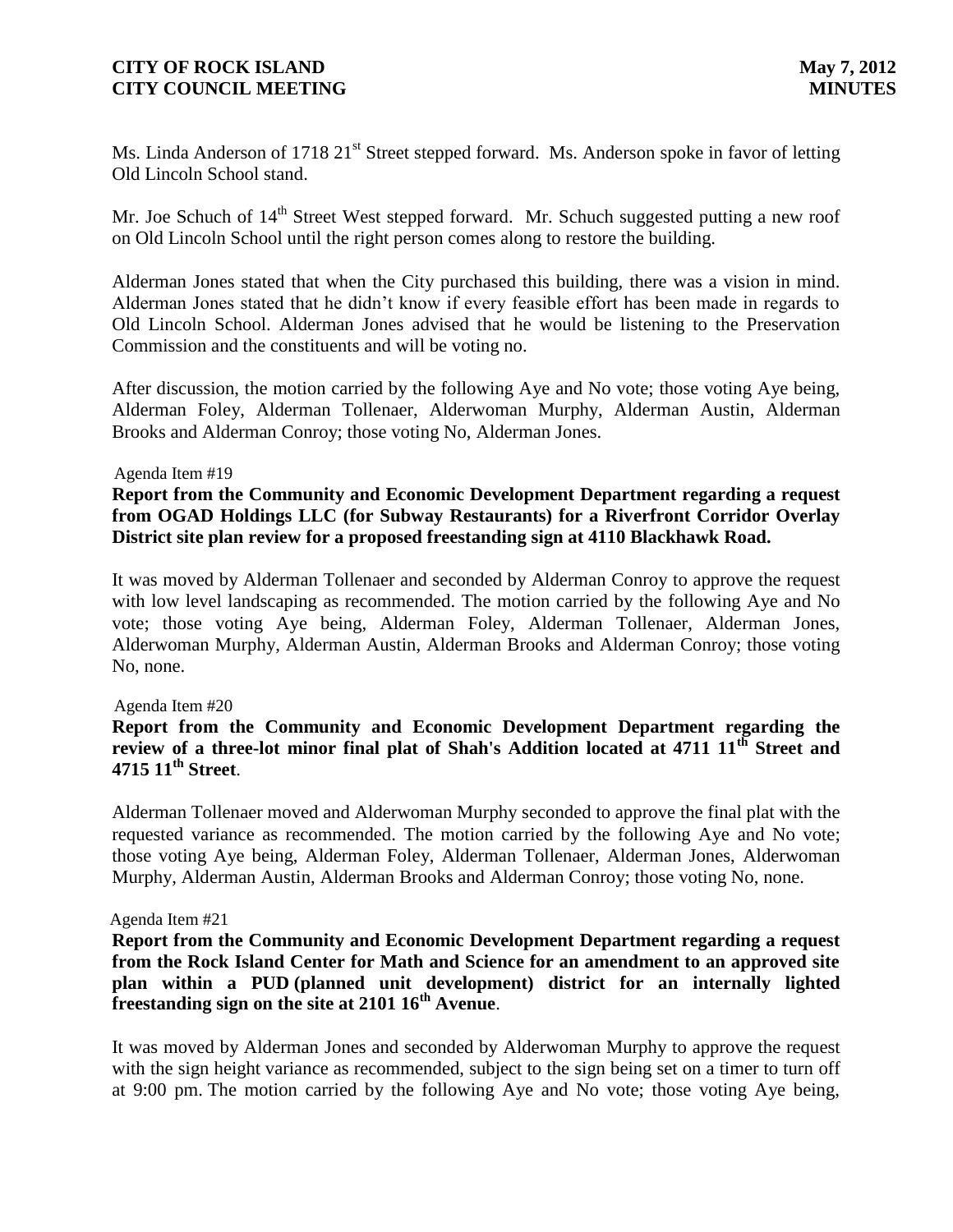Ms. Linda Anderson of 1718 21st Street stepped forward. Ms. Anderson spoke in favor of letting Old Lincoln School stand.

Mr. Joe Schuch of 14th Street West stepped forward. Mr. Schuch suggested putting a new roof on Old Lincoln School until the right person comes along to restore the building.

Alderman Jones stated that when the City purchased this building, there was a vision in mind. Alderman Jones stated that he didn't know if every feasible effort has been made in regards to Old Lincoln School. Alderman Jones advised that he would be listening to the Preservation Commission and the constituents and will be voting no.

After discussion, the motion carried by the following Aye and No vote; those voting Aye being, Alderman Foley, Alderman Tollenaer, Alderwoman Murphy, Alderman Austin, Alderman Brooks and Alderman Conroy; those voting No, Alderman Jones.

Agenda Item #19

**Report from the Community and Economic Development Department regarding a request from OGAD Holdings LLC (for Subway Restaurants) for a Riverfront Corridor Overlay District site plan review for a proposed freestanding sign at 4110 Blackhawk Road.**

It was moved by Alderman Tollenaer and seconded by Alderman Conroy to approve the request with low level landscaping as recommended. The motion carried by the following Aye and No vote; those voting Aye being, Alderman Foley, Alderman Tollenaer, Alderman Jones, Alderwoman Murphy, Alderman Austin, Alderman Brooks and Alderman Conroy; those voting No, none.

Agenda Item #20

**Report from the Community and Economic Development Department regarding the review of a three-lot minor final plat of Shah's Addition located at 4711 11th Street and 4715 11th Street**.

Alderman Tollenaer moved and Alderwoman Murphy seconded to approve the final plat with the requested variance as recommended. The motion carried by the following Aye and No vote; those voting Aye being, Alderman Foley, Alderman Tollenaer, Alderman Jones, Alderwoman Murphy, Alderman Austin, Alderman Brooks and Alderman Conroy; those voting No, none.

Agenda Item #21

**Report from the Community and Economic Development Department regarding a request from the Rock Island Center for Math and Science for an amendment to an approved site plan within a PUD (planned unit development) district for an internally lighted freestanding sign on the site at 2101 16th Avenue**.

It was moved by Alderman Jones and seconded by Alderwoman Murphy to approve the request with the sign height variance as recommended, subject to the sign being set on a timer to turn off at 9:00 pm. The motion carried by the following Aye and No vote; those voting Aye being,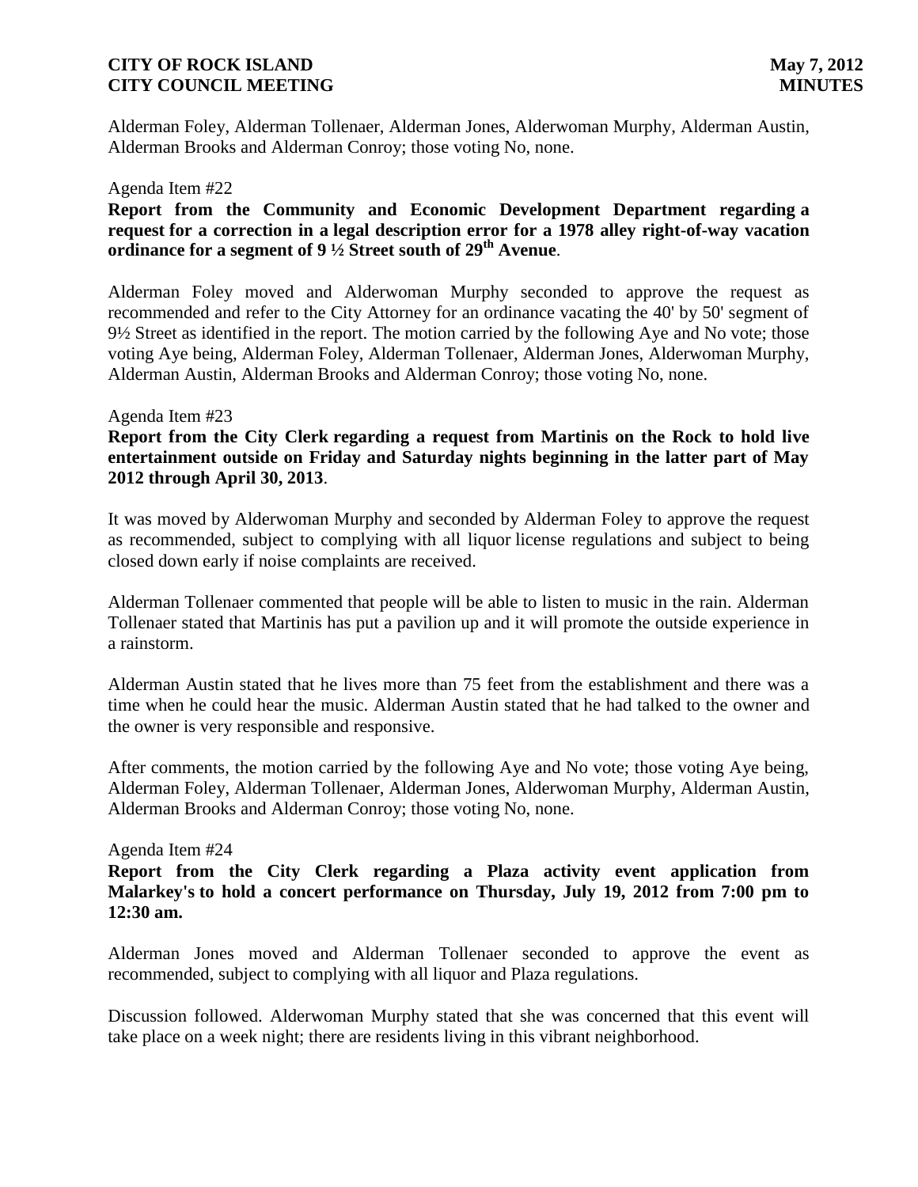Alderman Foley, Alderman Tollenaer, Alderman Jones, Alderwoman Murphy, Alderman Austin, Alderman Brooks and Alderman Conroy; those voting No, none.

Agenda Item #22

**Report from the Community and Economic Development Department regarding a request for a correction in a legal description error for a 1978 alley right-of-way vacation ordinance for a segment of 9 ½ Street south of 29th Avenue**.

Alderman Foley moved and Alderwoman Murphy seconded to approve the request as recommended and refer to the City Attorney for an ordinance vacating the 40' by 50' segment of 9½ Street as identified in the report. The motion carried by the following Aye and No vote; those voting Aye being, Alderman Foley, Alderman Tollenaer, Alderman Jones, Alderwoman Murphy, Alderman Austin, Alderman Brooks and Alderman Conroy; those voting No, none.

Agenda Item #23

**Report from the City Clerk regarding a request from Martinis on the Rock to hold live entertainment outside on Friday and Saturday nights beginning in the latter part of May 2012 through April 30, 2013**.

It was moved by Alderwoman Murphy and seconded by Alderman Foley to approve the request as recommended, subject to complying with all liquor license regulations and subject to being closed down early if noise complaints are received.

Alderman Tollenaer commented that people will be able to listen to music in the rain. Alderman Tollenaer stated that Martinis has put a pavilion up and it will promote the outside experience in a rainstorm.

Alderman Austin stated that he lives more than 75 feet from the establishment and there was a time when he could hear the music. Alderman Austin stated that he had talked to the owner and the owner is very responsible and responsive.

After comments, the motion carried by the following Aye and No vote; those voting Aye being, Alderman Foley, Alderman Tollenaer, Alderman Jones, Alderwoman Murphy, Alderman Austin, Alderman Brooks and Alderman Conroy; those voting No, none.

Agenda Item #24

**Report from the City Clerk regarding a Plaza activity event application from Malarkey's to hold a concert performance on Thursday, July 19, 2012 from 7:00 pm to 12:30 am.**

Alderman Jones moved and Alderman Tollenaer seconded to approve the event as recommended, subject to complying with all liquor and Plaza regulations.

Discussion followed. Alderwoman Murphy stated that she was concerned that this event will take place on a week night; there are residents living in this vibrant neighborhood.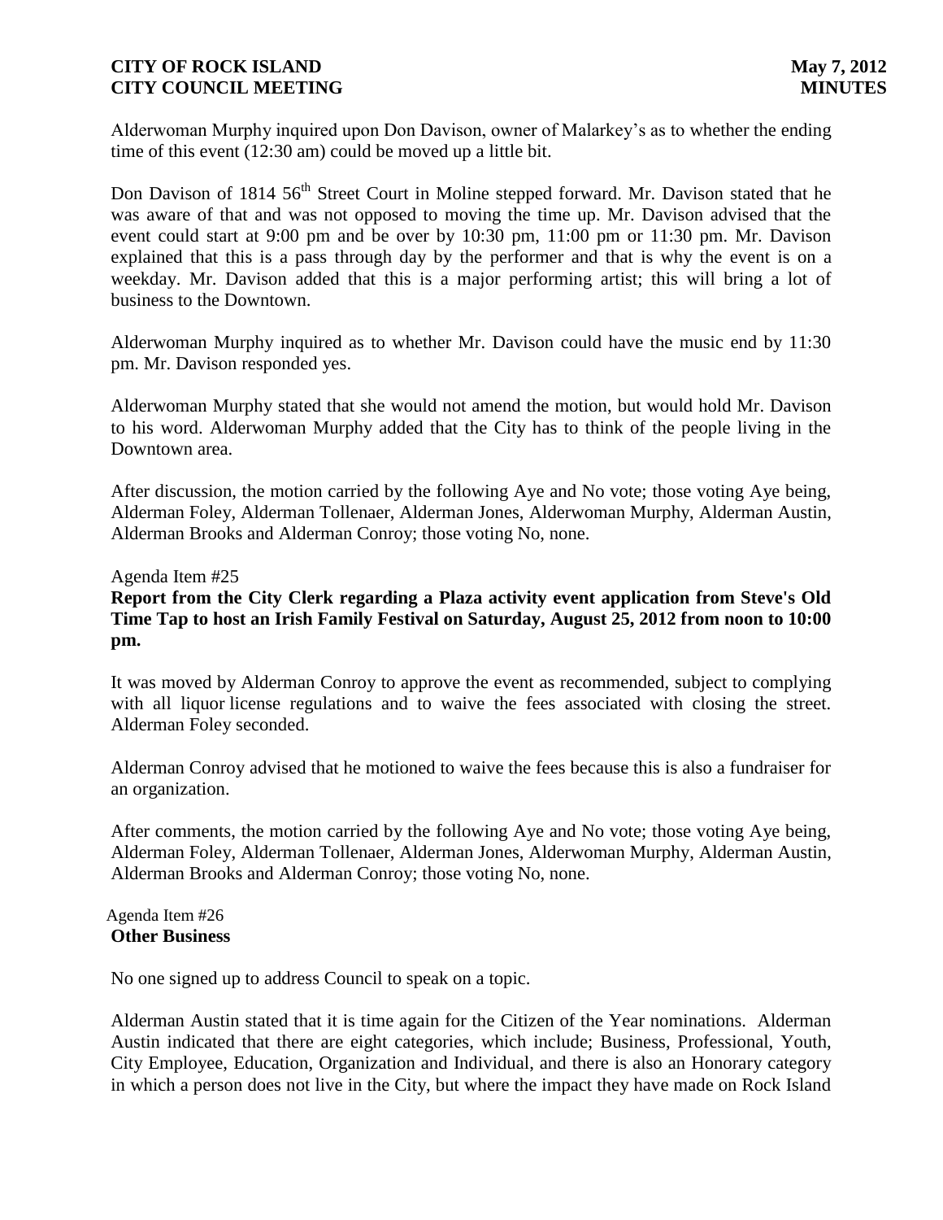Alderwoman Murphy inquired upon Don Davison, owner of Malarkey's as to whether the ending time of this event (12:30 am) could be moved up a little bit.

Don Davison of 1814 56th Street Court in Moline stepped forward. Mr. Davison stated that he was aware of that and was not opposed to moving the time up. Mr. Davison advised that the event could start at 9:00 pm and be over by 10:30 pm, 11:00 pm or 11:30 pm. Mr. Davison explained that this is a pass through day by the performer and that is why the event is on a weekday. Mr. Davison added that this is a major performing artist; this will bring a lot of business to the Downtown.

Alderwoman Murphy inquired as to whether Mr. Davison could have the music end by 11:30 pm. Mr. Davison responded yes.

Alderwoman Murphy stated that she would not amend the motion, but would hold Mr. Davison to his word. Alderwoman Murphy added that the City has to think of the people living in the Downtown area.

After discussion, the motion carried by the following Aye and No vote; those voting Aye being, Alderman Foley, Alderman Tollenaer, Alderman Jones, Alderwoman Murphy, Alderman Austin, Alderman Brooks and Alderman Conroy; those voting No, none.

Agenda Item #25

**Report from the City Clerk regarding a Plaza activity event application from Steve's Old Time Tap to host an Irish Family Festival on Saturday, August 25, 2012 from noon to 10:00 pm.**

It was moved by Alderman Conroy to approve the event as recommended, subject to complying with all liquor license regulations and to waive the fees associated with closing the street. Alderman Foley seconded.

Alderman Conroy advised that he motioned to waive the fees because this is also a fundraiser for an organization.

After comments, the motion carried by the following Aye and No vote; those voting Aye being, Alderman Foley, Alderman Tollenaer, Alderman Jones, Alderwoman Murphy, Alderman Austin, Alderman Brooks and Alderman Conroy; those voting No, none.

Agenda Item #26

**Other Business**

No one signed up to address Council to speak on a topic.

Alderman Austin stated that it is time again for the Citizen of the Year nominations. Alderman Austin indicated that there are eight categories, which include; Business, Professional, Youth, City Employee, Education, Organization and Individual, and there is also an Honorary category in which a person does not live in the City, but where the impact they have made on Rock Island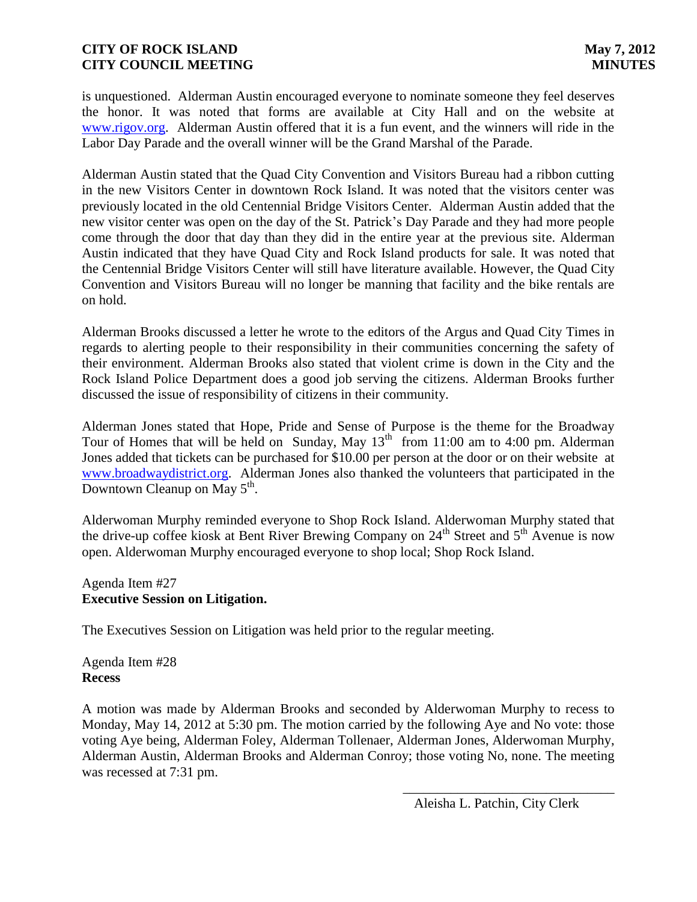is unquestioned. Alderman Austin encouraged everyone to nominate someone they feel deserves the honor. It was noted that forms are available at City Hall and on the website at www.rigov.org. Alderman Austin offered that it is a fun event, and the winners will ride in the Labor Day Parade and the overall winner will be the Grand Marshal of the Parade.

Alderman Austin stated that the Quad City Convention and Visitors Bureau had a ribbon cutting in the new Visitors Center in downtown Rock Island. It was noted that the visitors center was previously located in the old Centennial Bridge Visitors Center. Alderman Austin added that the new visitor center was open on the day of the St. Patrick's Day Parade and they had more people come through the door that day than they did in the entire year at the previous site. Alderman Austin indicated that they have Quad City and Rock Island products for sale. It was noted that the Centennial Bridge Visitors Center will still have literature available. However, the Quad City Convention and Visitors Bureau will no longer be manning that facility and the bike rentals are on hold.

Alderman Brooks discussed a letter he wrote to the editors of the Argus and Quad City Times in regards to alerting people to their responsibility in their communities concerning the safety of their environment. Alderman Brooks also stated that violent crime is down in the City and the Rock Island Police Department does a good job serving the citizens. Alderman Brooks further discussed the issue of responsibility of citizens in their community.

Alderman Jones stated that Hope, Pride and Sense of Purpose is the theme for the Broadway Tour of Homes that will be held on Sunday, May 13th from 11:00 am to 4:00 pm. Alderman Jones added that tickets can be purchased for $10.00 per person at the door or on their website at www.broadwaydistrict.org. Alderman Jones also thanked the volunteers that participated in the Downtown Cleanup on May 5th.

Alderwoman Murphy reminded everyone to Shop Rock Island. Alderwoman Murphy stated that the drive-up coffee kiosk at Bent River Brewing Company on 24th Street and 5th Avenue is now open. Alderwoman Murphy encouraged everyone to shop local; Shop Rock Island.

Agenda Item #27
**Executive Session on Litigation.**

The Executives Session on Litigation was held prior to the regular meeting.

Agenda Item #28
**Recess**

A motion was made by Alderman Brooks and seconded by Alderwoman Murphy to recess to Monday, May 14, 2012 at 5:30 pm. The motion carried by the following Aye and No vote: those voting Aye being, Alderman Foley, Alderman Tollenaer, Alderman Jones, Alderwoman Murphy, Alderman Austin, Alderman Brooks and Alderman Conroy; those voting No, none. The meeting was recessed at 7:31 pm.

\_\_\_\_\_\_\_\_\_\_\_\_\_\_\_\_\_\_\_\_\_\_\_\_\_\_\_\_\_\_\_\_

Aleisha L. Patchin, City Clerk